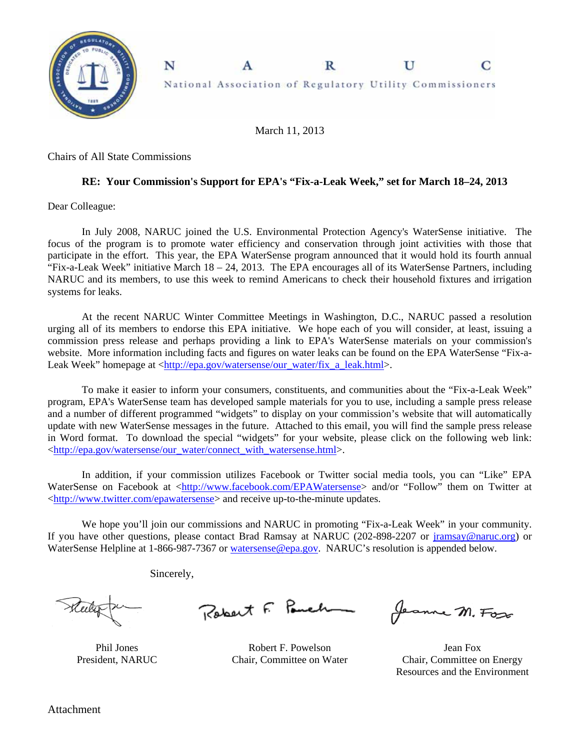# NARUC

National Association of Regulatory Utility Commissioners

March 11, 2013

Chairs of All State Commissions

**RE: Your Commission's Support for EPA's "Fix-a-Leak Week," set for March 18–24, 2013**

Dear Colleague:

In July 2008, NARUC joined the U.S. Environmental Protection Agency's WaterSense initiative. The focus of the program is to promote water efficiency and conservation through joint activities with those that participate in the effort. This year, the EPA WaterSense program announced that it would hold its fourth annual "Fix-a-Leak Week" initiative March 18 – 24, 2013. The EPA encourages all of its WaterSense Partners, including NARUC and its members, to use this week to remind Americans to check their household fixtures and irrigation systems for leaks.

At the recent NARUC Winter Committee Meetings in Washington, D.C., NARUC passed a resolution urging all of its members to endorse this EPA initiative. We hope each of you will consider, at least, issuing a commission press release and perhaps providing a link to EPA's WaterSense materials on your commission's website. More information including facts and figures on water leaks can be found on the EPA WaterSense "Fix-a-Leak Week" homepage at <http://epa.gov/watersense/our_water/fix_a_leak.html>.

To make it easier to inform your consumers, constituents, and communities about the "Fix-a-Leak Week" program, EPA's WaterSense team has developed sample materials for you to use, including a sample press release and a number of different programmed "widgets" to display on your commission's website that will automatically update with new WaterSense messages in the future. Attached to this email, you will find the sample press release in Word format. To download the special "widgets" for your website, please click on the following web link: <http://epa.gov/watersense/our_water/connect_with_watersense.html>.

In addition, if your commission utilizes Facebook or Twitter social media tools, you can "Like" EPA WaterSense on Facebook at <http://www.facebook.com/EPAWatersense> and/or "Follow" them on Twitter at <http://www.twitter.com/epawatersense> and receive up-to-the-minute updates.

We hope you'll join our commissions and NARUC in promoting "Fix-a-Leak Week" in your community. If you have other questions, please contact Brad Ramsay at NARUC (202-898-2207 or jramsay@naruc.org) or WaterSense Helpline at 1-866-987-7367 or watersense@epa.gov. NARUC's resolution is appended below.

Sincerely,

| Phil Jones<br>President, NARUC | Robert F. Powelson<br>Chair, Committee on Water | Jean Fox<br>Chair, Committee on Energy Resources and the Environment |
|---|---|---|

Attachment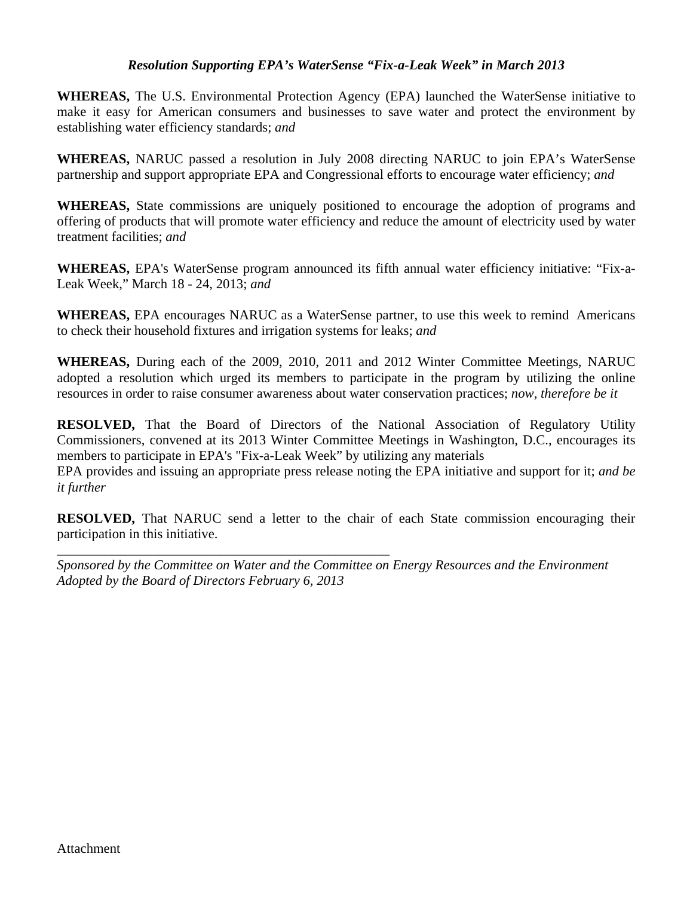***Resolution Supporting EPA's WaterSense "Fix-a-Leak Week" in March 2013***

**WHEREAS,** The U.S. Environmental Protection Agency (EPA) launched the WaterSense initiative to make it easy for American consumers and businesses to save water and protect the environment by establishing water efficiency standards; *and*

**WHEREAS,** NARUC passed a resolution in July 2008 directing NARUC to join EPA's WaterSense partnership and support appropriate EPA and Congressional efforts to encourage water efficiency; *and*

**WHEREAS,** State commissions are uniquely positioned to encourage the adoption of programs and offering of products that will promote water efficiency and reduce the amount of electricity used by water treatment facilities; *and*

**WHEREAS,** EPA's WaterSense program announced its fifth annual water efficiency initiative: "Fix-a-Leak Week," March 18 - 24, 2013; *and*

**WHEREAS,** EPA encourages NARUC as a WaterSense partner, to use this week to remind Americans to check their household fixtures and irrigation systems for leaks; *and*

**WHEREAS,** During each of the 2009, 2010, 2011 and 2012 Winter Committee Meetings, NARUC adopted a resolution which urged its members to participate in the program by utilizing the online resources in order to raise consumer awareness about water conservation practices; *now, therefore be it*

**RESOLVED,** That the Board of Directors of the National Association of Regulatory Utility Commissioners, convened at its 2013 Winter Committee Meetings in Washington, D.C., encourages its members to participate in EPA's "Fix-a-Leak Week" by utilizing any materials
EPA provides and issuing an appropriate press release noting the EPA initiative and support for it; *and be it further*

**RESOLVED,** That NARUC send a letter to the chair of each State commission encouraging their participation in this initiative.

---

*Sponsored by the Committee on Water and the Committee on Energy Resources and the Environment*
*Adopted by the Board of Directors February 6, 2013*

Attachment